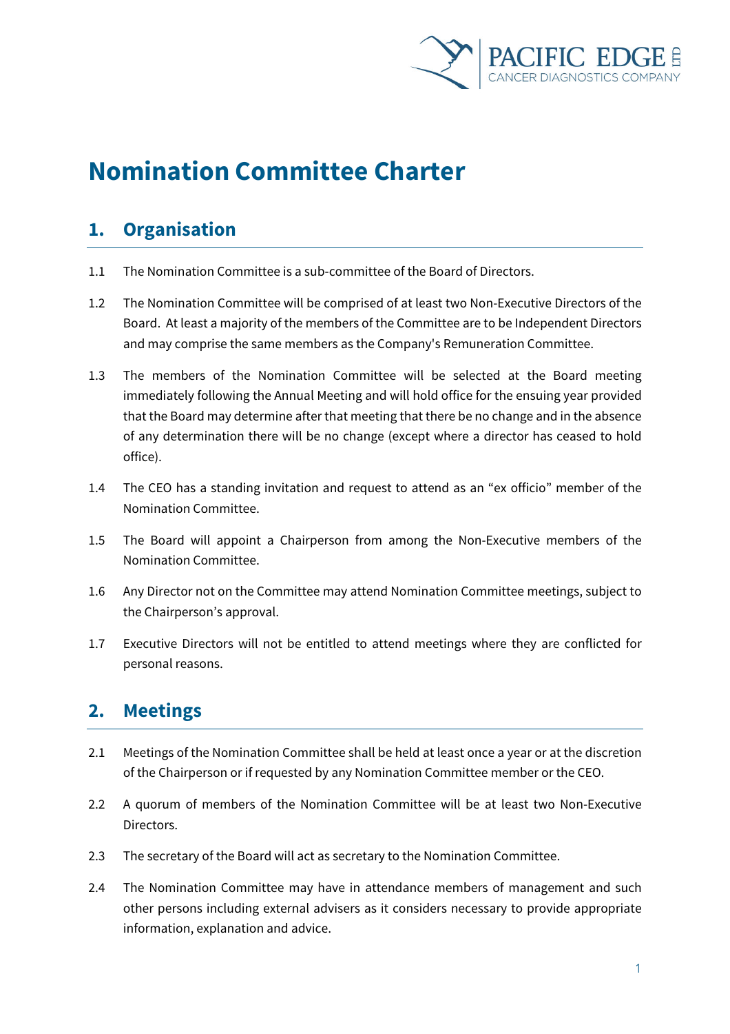# Nomination Committee Charter

## 1. Organisation

1.1 The Nomination Committee is a sub-committee of the Board of Directors.

1.2 The Nomination Committee will be comprised of at least two Non-Executive Directors of the Board. At least a majority of the members of the Committee are to be Independent Directors and may comprise the same members as the Company's Remuneration Committee.

1.3 The members of the Nomination Committee will be selected at the Board meeting immediately following the Annual Meeting and will hold office for the ensuing year provided that the Board may determine after that meeting that there be no change and in the absence of any determination there will be no change (except where a director has ceased to hold office).

1.4 The CEO has a standing invitation and request to attend as an "ex officio" member of the Nomination Committee.

1.5 The Board will appoint a Chairperson from among the Non-Executive members of the Nomination Committee.

1.6 Any Director not on the Committee may attend Nomination Committee meetings, subject to the Chairperson's approval.

1.7 Executive Directors will not be entitled to attend meetings where they are conflicted for personal reasons.

## 2. Meetings

2.1 Meetings of the Nomination Committee shall be held at least once a year or at the discretion of the Chairperson or if requested by any Nomination Committee member or the CEO.

2.2 A quorum of members of the Nomination Committee will be at least two Non-Executive Directors.

2.3 The secretary of the Board will act as secretary to the Nomination Committee.

2.4 The Nomination Committee may have in attendance members of management and such other persons including external advisers as it considers necessary to provide appropriate information, explanation and advice.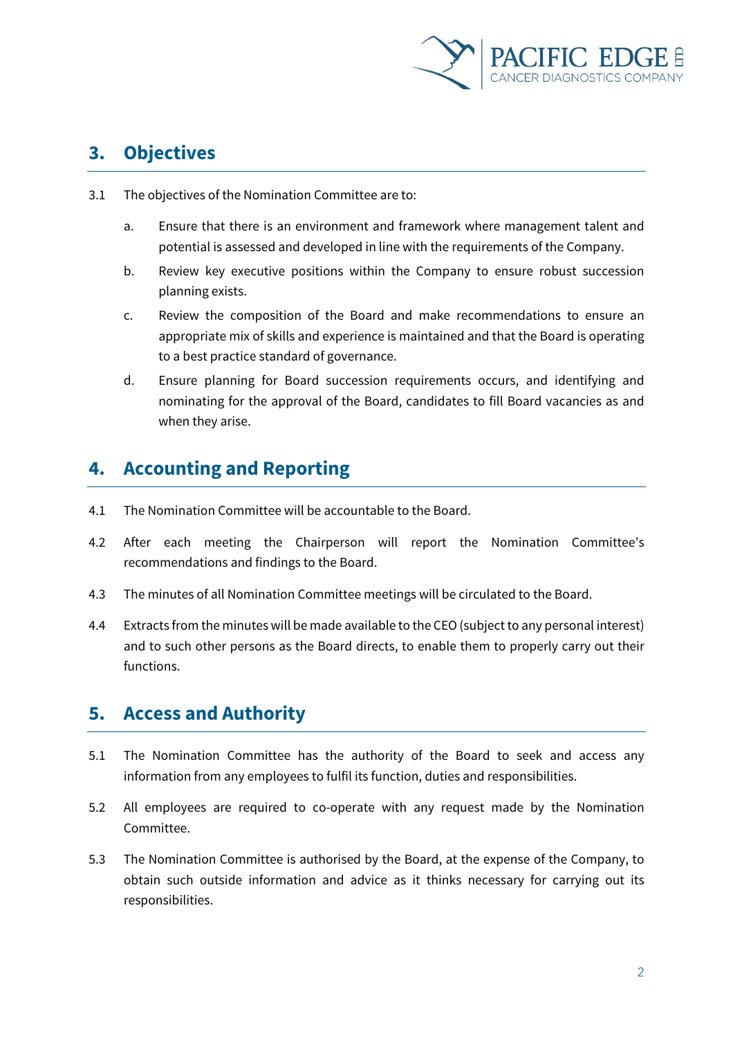## 3. Objectives

3.1 The objectives of the Nomination Committee are to:

a. Ensure that there is an environment and framework where management talent and potential is assessed and developed in line with the requirements of the Company.

b. Review key executive positions within the Company to ensure robust succession planning exists.

c. Review the composition of the Board and make recommendations to ensure an appropriate mix of skills and experience is maintained and that the Board is operating to a best practice standard of governance.

d. Ensure planning for Board succession requirements occurs, and identifying and nominating for the approval of the Board, candidates to fill Board vacancies as and when they arise.

## 4. Accounting and Reporting

4.1 The Nomination Committee will be accountable to the Board.

4.2 After each meeting the Chairperson will report the Nomination Committee's recommendations and findings to the Board.

4.3 The minutes of all Nomination Committee meetings will be circulated to the Board.

4.4 Extracts from the minutes will be made available to the CEO (subject to any personal interest) and to such other persons as the Board directs, to enable them to properly carry out their functions.

## 5. Access and Authority

5.1 The Nomination Committee has the authority of the Board to seek and access any information from any employees to fulfil its function, duties and responsibilities.

5.2 All employees are required to co-operate with any request made by the Nomination Committee.

5.3 The Nomination Committee is authorised by the Board, at the expense of the Company, to obtain such outside information and advice as it thinks necessary for carrying out its responsibilities.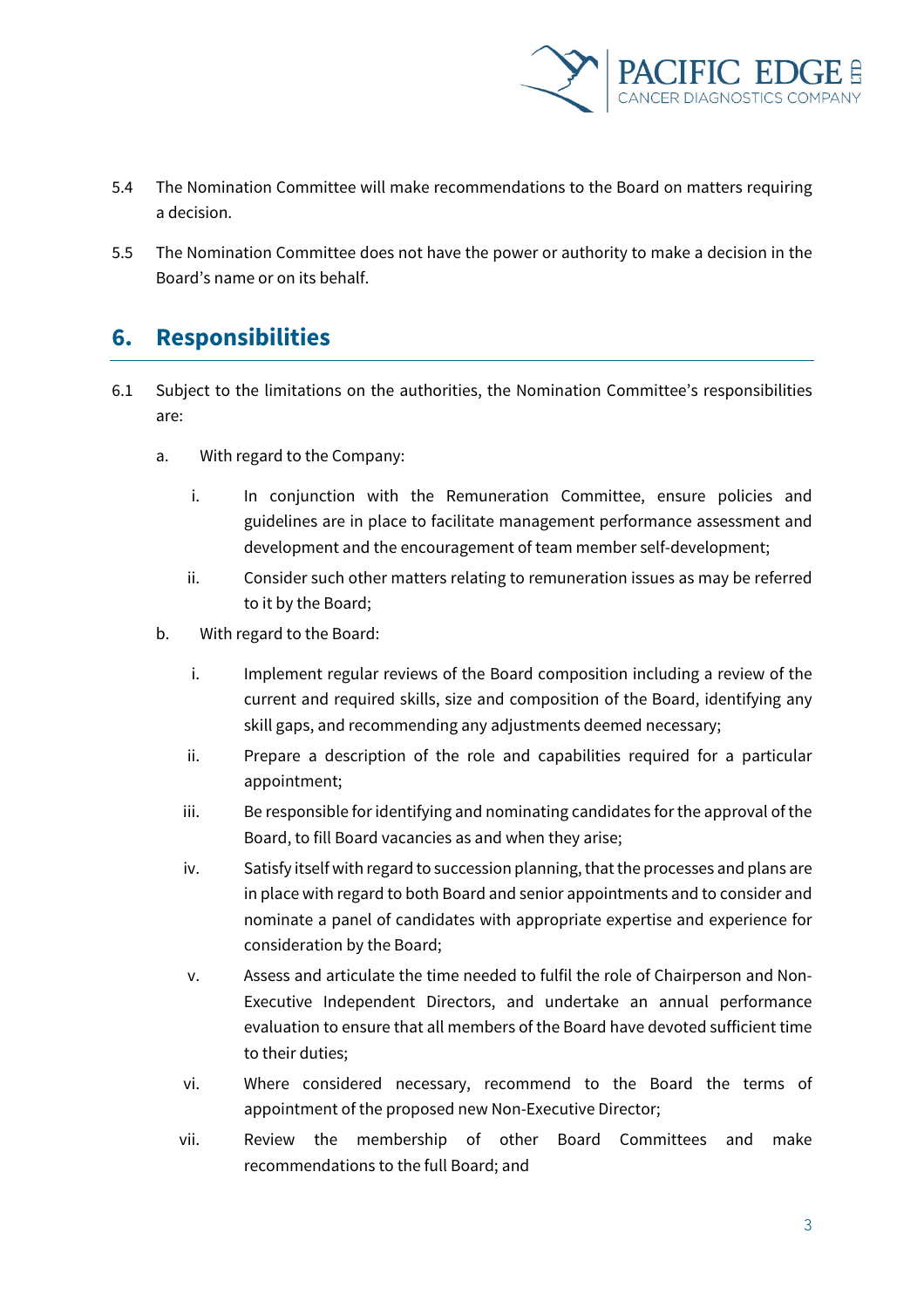5.4 The Nomination Committee will make recommendations to the Board on matters requiring a decision.

5.5 The Nomination Committee does not have the power or authority to make a decision in the Board's name or on its behalf.

## 6. Responsibilities

6.1 Subject to the limitations on the authorities, the Nomination Committee's responsibilities are:

a. With regard to the Company:

   i. In conjunction with the Remuneration Committee, ensure policies and guidelines are in place to facilitate management performance assessment and development and the encouragement of team member self-development;

   ii. Consider such other matters relating to remuneration issues as may be referred to it by the Board;

b. With regard to the Board:

   i. Implement regular reviews of the Board composition including a review of the current and required skills, size and composition of the Board, identifying any skill gaps, and recommending any adjustments deemed necessary;

   ii. Prepare a description of the role and capabilities required for a particular appointment;

   iii. Be responsible for identifying and nominating candidates for the approval of the Board, to fill Board vacancies as and when they arise;

   iv. Satisfy itself with regard to succession planning, that the processes and plans are in place with regard to both Board and senior appointments and to consider and nominate a panel of candidates with appropriate expertise and experience for consideration by the Board;

   v. Assess and articulate the time needed to fulfil the role of Chairperson and Non-Executive Independent Directors, and undertake an annual performance evaluation to ensure that all members of the Board have devoted sufficient time to their duties;

   vi. Where considered necessary, recommend to the Board the terms of appointment of the proposed new Non-Executive Director;

   vii. Review the membership of other Board Committees and make recommendations to the full Board; and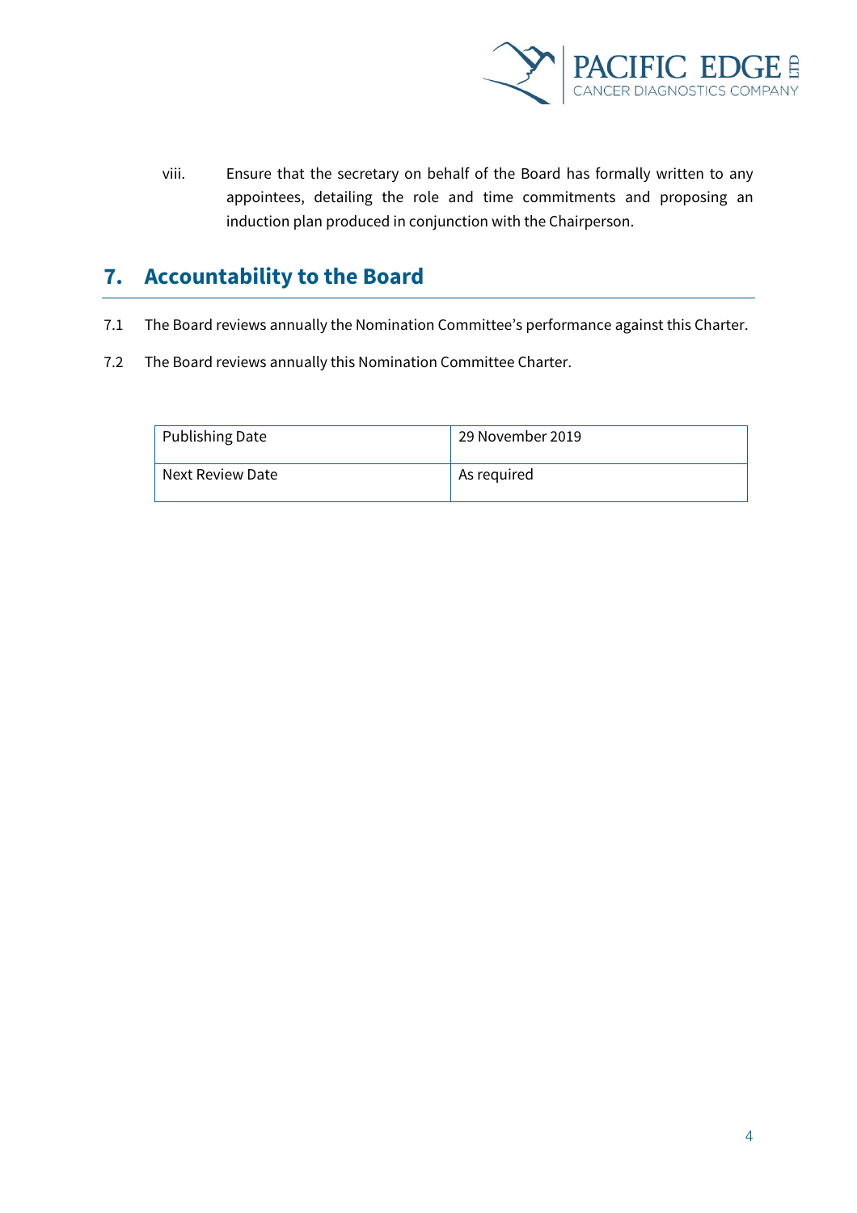viii. Ensure that the secretary on behalf of the Board has formally written to any appointees, detailing the role and time commitments and proposing an induction plan produced in conjunction with the Chairperson.

## 7. Accountability to the Board

7.1 The Board reviews annually the Nomination Committee's performance against this Charter.

7.2 The Board reviews annually this Nomination Committee Charter.

| | |
|---|---|
| Publishing Date | 29 November 2019 |
| Next Review Date | As required |